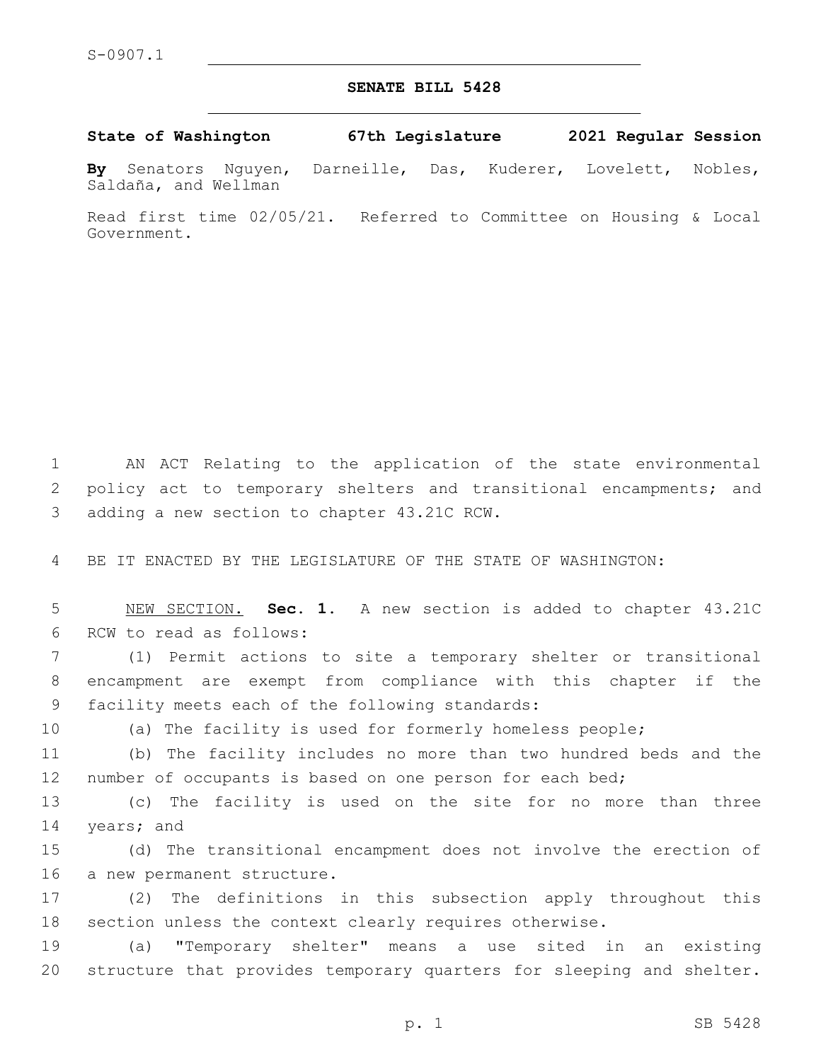S-0907.1

**SENATE BILL 5428**

**State of Washington 67th Legislature 2021 Regular Session**

**By** Senators Nguyen, Darneille, Das, Kuderer, Lovelett, Nobles, Saldaña, and Wellman

Read first time 02/05/21. Referred to Committee on Housing & Local Government.

AN ACT Relating to the application of the state environmental policy act to temporary shelters and transitional encampments; and adding a new section to chapter 43.21C RCW.

BE IT ENACTED BY THE LEGISLATURE OF THE STATE OF WASHINGTON:

NEW SECTION. **Sec. 1.** A new section is added to chapter 43.21C RCW to read as follows:

(1) Permit actions to site a temporary shelter or transitional encampment are exempt from compliance with this chapter if the facility meets each of the following standards:

(a) The facility is used for formerly homeless people;

(b) The facility includes no more than two hundred beds and the number of occupants is based on one person for each bed;

(c) The facility is used on the site for no more than three years; and

(d) The transitional encampment does not involve the erection of a new permanent structure.

(2) The definitions in this subsection apply throughout this section unless the context clearly requires otherwise.

(a) "Temporary shelter" means a use sited in an existing structure that provides temporary quarters for sleeping and shelter.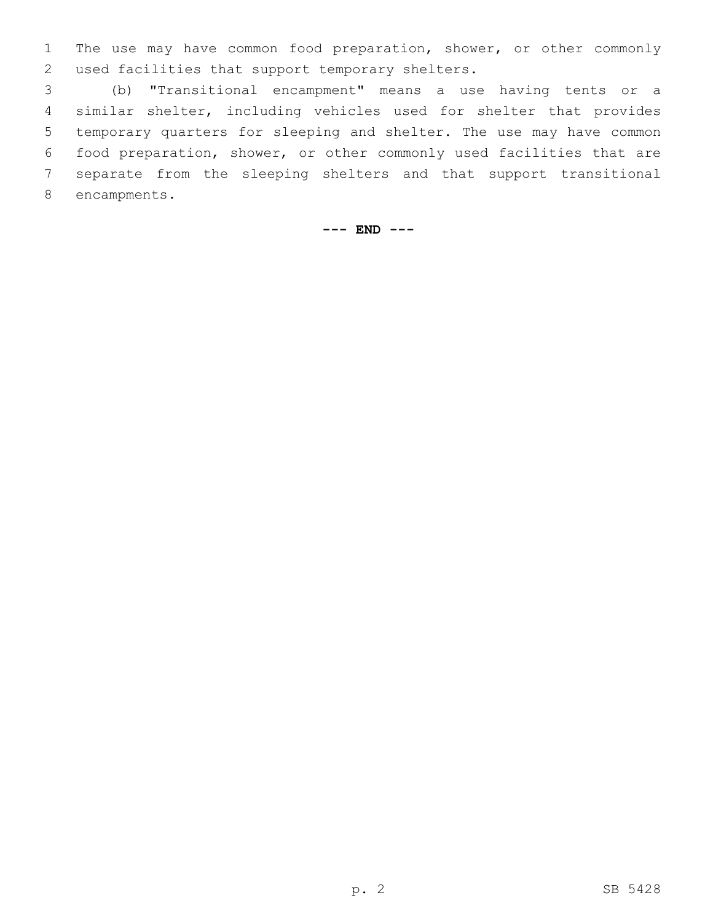The use may have common food preparation, shower, or other commonly used facilities that support temporary shelters.

(b) "Transitional encampment" means a use having tents or a similar shelter, including vehicles used for shelter that provides temporary quarters for sleeping and shelter. The use may have common food preparation, shower, or other commonly used facilities that are separate from the sleeping shelters and that support transitional encampments.

**--- END ---**